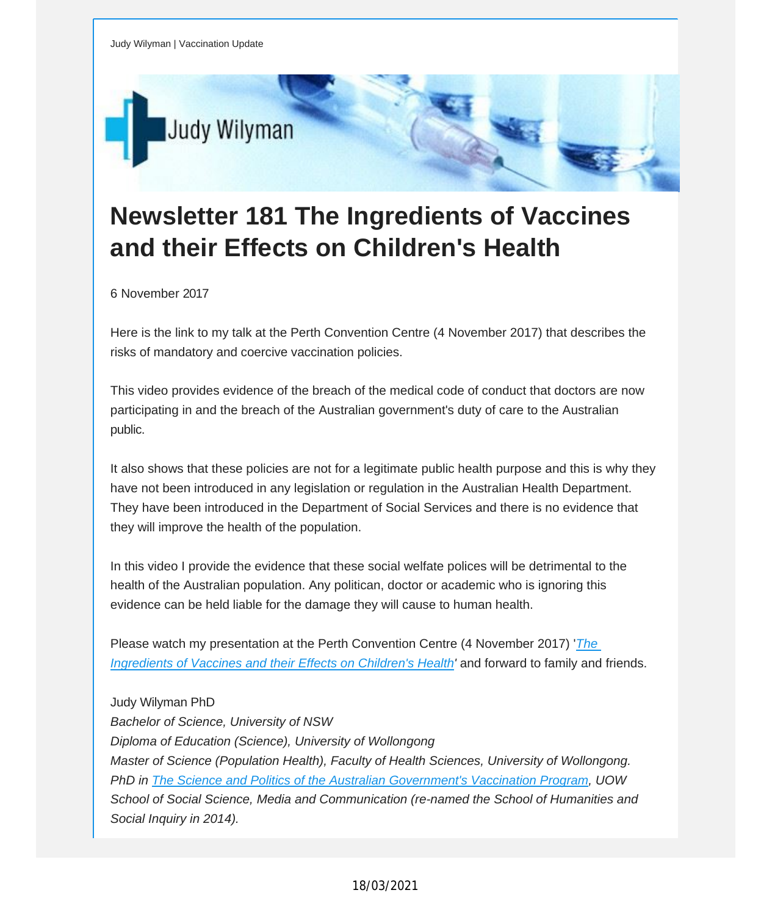Judy Wilyman | Vaccination Update

Judy Wilyman

# Newsletter 181 The Ingredients of Vaccines and their Effects on Children's Health

6 November 2017

Here is the link to my talk at the Perth Convention Centre (4 November 2017) that describes the risks of mandatory and coercive vaccination policies.

This video provides evidence of the breach of the medical code of conduct that doctors are now participating in and the breach of the Australian government's duty of care to the Australian public.

It also shows that these policies are not for a legitimate public health purpose and this is why they have not been introduced in any legislation or regulation in the Australian Health Department. They have been introduced in the Department of Social Services and there is no evidence that they will improve the health of the population.

In this video I provide the evidence that these social welfate polices will be detrimental to the health of the Australian population. Any politican, doctor or academic who is ignoring this evidence can be held liable for the damage they will cause to human health.

Please watch my presentation at the Perth Convention Centre (4 November 2017) '*The Ingredients of Vaccines and their Effects on Children's Health*' and forward to family and friends.

Judy Wilyman PhD
*Bachelor of Science, University of NSW*
*Diploma of Education (Science), University of Wollongong*
*Master of Science (Population Health), Faculty of Health Sciences, University of Wollongong.*
*PhD in The Science and Politics of the Australian Government's Vaccination Program, UOW School of Social Science, Media and Communication (re-named the School of Humanities and Social Inquiry in 2014).*

18/03/2021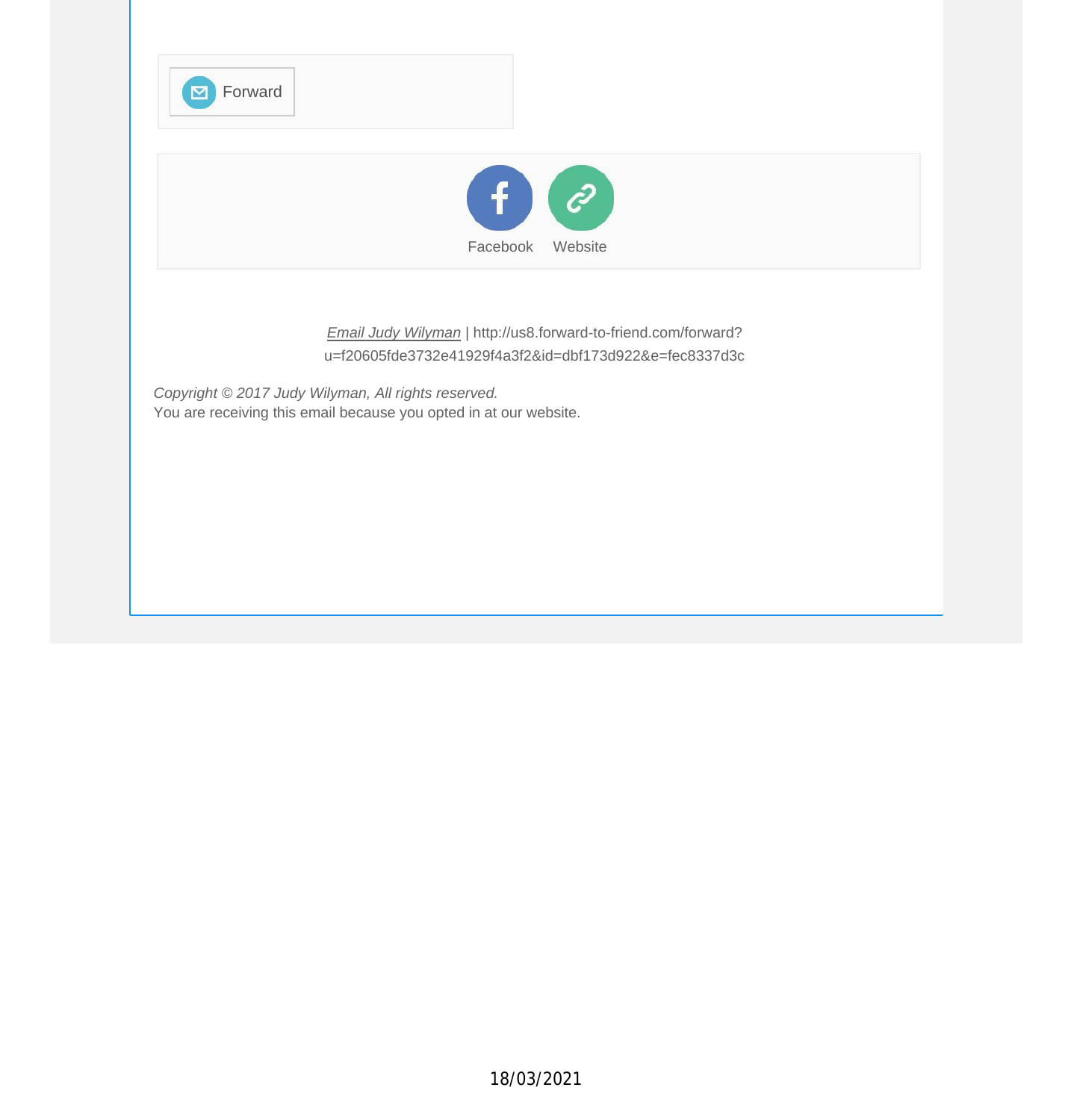Forward

Facebook Website

*Email Judy Wilyman* | http://us8.forward-to-friend.com/forward?u=f20605fde3732e41929f4a3f2&id=dbf173d922&e=fec8337d3c

*Copyright © 2017 Judy Wilyman, All rights reserved.*
You are receiving this email because you opted in at our website.

18/03/2021